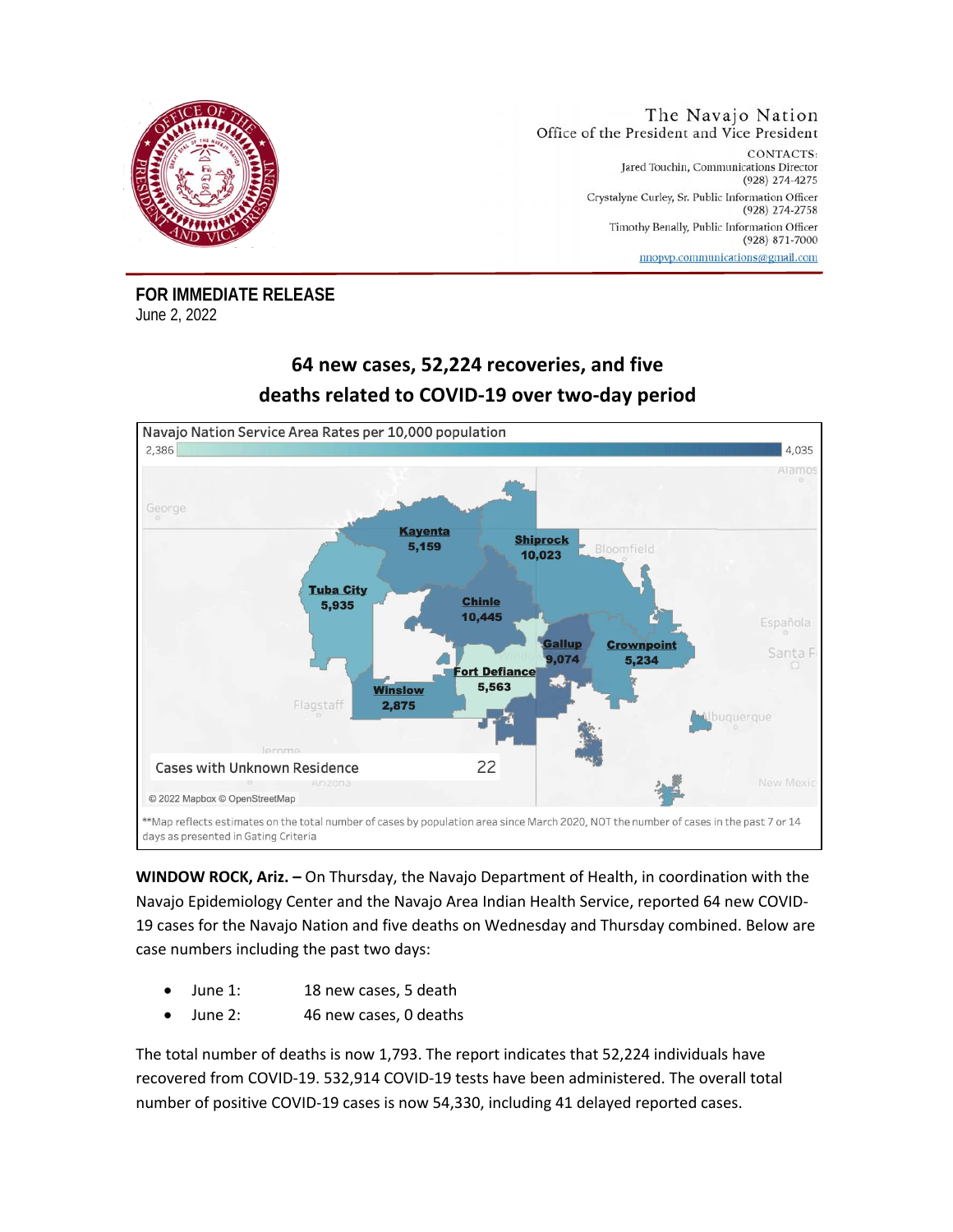The Navajo Nation
Office of the President and Vice President

CONTACTS:
Jared Touchin, Communications Director
(928) 274-4275
Crystalyne Curley, Sr. Public Information Officer
(928) 274-2758
Timothy Benally, Public Information Officer
(928) 871-7000
nnopvp.communications@gmail.com

**FOR IMMEDIATE RELEASE**
June 2, 2022

## 64 new cases, 52,224 recoveries, and five deaths related to COVID-19 over two-day period

Navajo Nation Service Area Rates per 10,000 population

2,386 – 4,035

| Service Area | Cases |
|---|---|
| Kayenta | 5,159 |
| Shiprock | 10,023 |
| Tuba City | 5,935 |
| Chinle | 10,445 |
| Gallup | 9,074 |
| Crownpoint | 5,234 |
| Fort Defiance | 5,563 |
| Winslow | 2,875 |
| Cases with Unknown Residence | 22 |

© 2022 Mapbox © OpenStreetMap

**Map reflects estimates on the total number of cases by population area since March 2020, NOT the number of cases in the past 7 or 14 days as presented in Gating Criteria

**WINDOW ROCK, Ariz. –** On Thursday, the Navajo Department of Health, in coordination with the Navajo Epidemiology Center and the Navajo Area Indian Health Service, reported 64 new COVID-19 cases for the Navajo Nation and five deaths on Wednesday and Thursday combined. Below are case numbers including the past two days:

- June 1: 18 new cases, 5 death
- June 2: 46 new cases, 0 deaths

The total number of deaths is now 1,793. The report indicates that 52,224 individuals have recovered from COVID-19. 532,914 COVID-19 tests have been administered. The overall total number of positive COVID-19 cases is now 54,330, including 41 delayed reported cases.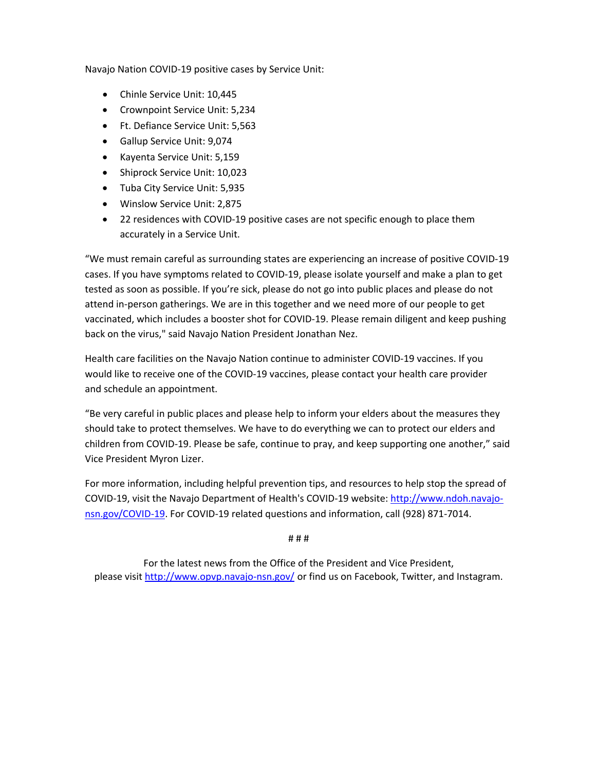Navajo Nation COVID-19 positive cases by Service Unit:

- Chinle Service Unit: 10,445
- Crownpoint Service Unit: 5,234
- Ft. Defiance Service Unit: 5,563
- Gallup Service Unit: 9,074
- Kayenta Service Unit: 5,159
- Shiprock Service Unit: 10,023
- Tuba City Service Unit: 5,935
- Winslow Service Unit: 2,875
- 22 residences with COVID-19 positive cases are not specific enough to place them accurately in a Service Unit.

"We must remain careful as surrounding states are experiencing an increase of positive COVID-19 cases. If you have symptoms related to COVID-19, please isolate yourself and make a plan to get tested as soon as possible. If you're sick, please do not go into public places and please do not attend in-person gatherings. We are in this together and we need more of our people to get vaccinated, which includes a booster shot for COVID-19. Please remain diligent and keep pushing back on the virus," said Navajo Nation President Jonathan Nez.

Health care facilities on the Navajo Nation continue to administer COVID-19 vaccines. If you would like to receive one of the COVID-19 vaccines, please contact your health care provider and schedule an appointment.

"Be very careful in public places and please help to inform your elders about the measures they should take to protect themselves. We have to do everything we can to protect our elders and children from COVID-19. Please be safe, continue to pray, and keep supporting one another," said Vice President Myron Lizer.

For more information, including helpful prevention tips, and resources to help stop the spread of COVID-19, visit the Navajo Department of Health's COVID-19 website: http://www.ndoh.navajo-nsn.gov/COVID-19. For COVID-19 related questions and information, call (928) 871-7014.

# # #

For the latest news from the Office of the President and Vice President, please visit http://www.opvp.navajo-nsn.gov/ or find us on Facebook, Twitter, and Instagram.